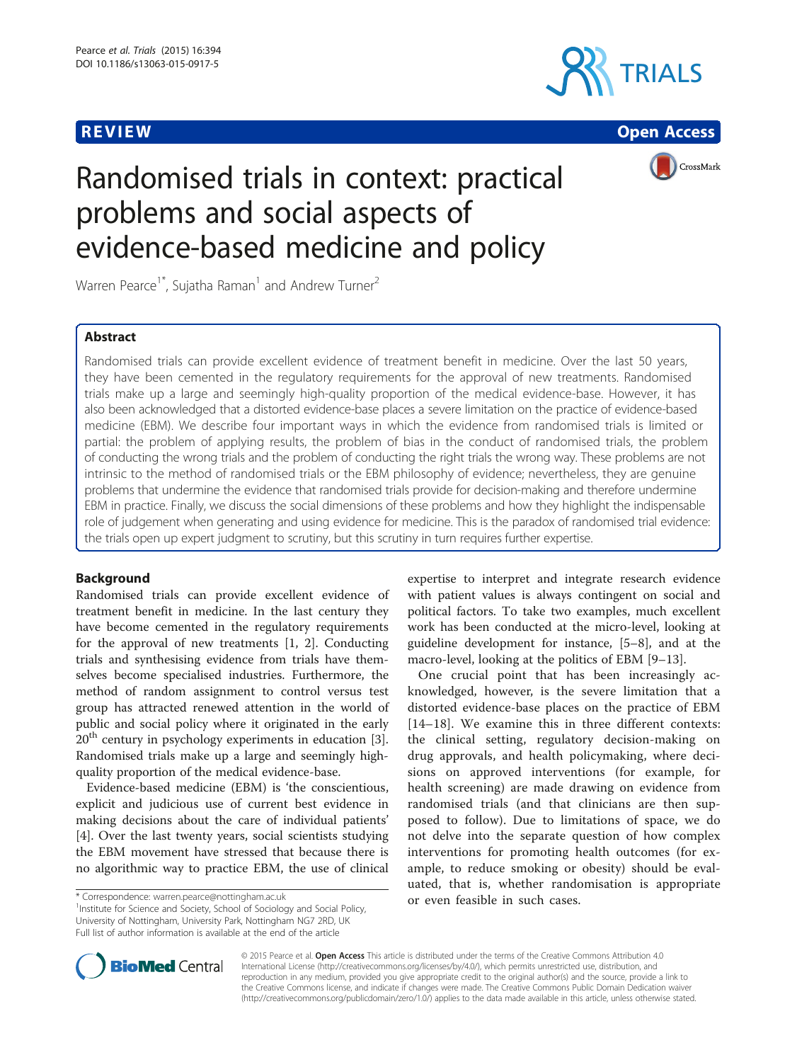**REVIEW** **Open Access**

# Randomised trials in context: practical problems and social aspects of evidence-based medicine and policy

Warren Pearce[1*], Sujatha Raman[1] and Andrew Turner[2]

## Abstract

Randomised trials can provide excellent evidence of treatment benefit in medicine. Over the last 50 years, they have been cemented in the regulatory requirements for the approval of new treatments. Randomised trials make up a large and seemingly high-quality proportion of the medical evidence-base. However, it has also been acknowledged that a distorted evidence-base places a severe limitation on the practice of evidence-based medicine (EBM). We describe four important ways in which the evidence from randomised trials is limited or partial: the problem of applying results, the problem of bias in the conduct of randomised trials, the problem of conducting the wrong trials and the problem of conducting the right trials the wrong way. These problems are not intrinsic to the method of randomised trials or the EBM philosophy of evidence; nevertheless, they are genuine problems that undermine the evidence that randomised trials provide for decision-making and therefore undermine EBM in practice. Finally, we discuss the social dimensions of these problems and how they highlight the indispensable role of judgement when generating and using evidence for medicine. This is the paradox of randomised trial evidence: the trials open up expert judgment to scrutiny, but this scrutiny in turn requires further expertise.

## Background

Randomised trials can provide excellent evidence of treatment benefit in medicine. In the last century they have become cemented in the regulatory requirements for the approval of new treatments [1, 2]. Conducting trials and synthesising evidence from trials have themselves become specialised industries. Furthermore, the method of random assignment to control versus test group has attracted renewed attention in the world of public and social policy where it originated in the early 20[th] century in psychology experiments in education [3]. Randomised trials make up a large and seemingly high-quality proportion of the medical evidence-base.

Evidence-based medicine (EBM) is 'the conscientious, explicit and judicious use of current best evidence in making decisions about the care of individual patients' [4]. Over the last twenty years, social scientists studying the EBM movement have stressed that because there is no algorithmic way to practice EBM, the use of clinical expertise to interpret and integrate research evidence with patient values is always contingent on social and political factors. To take two examples, much excellent work has been conducted at the micro-level, looking at guideline development for instance, [5–8], and at the macro-level, looking at the politics of EBM [9–13].

One crucial point that has been increasingly acknowledged, however, is the severe limitation that a distorted evidence-base places on the practice of EBM [14–18]. We examine this in three different contexts: the clinical setting, regulatory decision-making on drug approvals, and health policymaking, where decisions on approved interventions (for example, for health screening) are made drawing on evidence from randomised trials (and that clinicians are then supposed to follow). Due to limitations of space, we do not delve into the separate question of how complex interventions for promoting health outcomes (for example, to reduce smoking or obesity) should be evaluated, that is, whether randomisation is appropriate or even feasible in such cases.

* Correspondence: warren.pearce@nottingham.ac.uk
[1]Institute for Science and Society, School of Sociology and Social Policy, University of Nottingham, University Park, Nottingham NG7 2RD, UK
Full list of author information is available at the end of the article

© 2015 Pearce et al. **Open Access** This article is distributed under the terms of the Creative Commons Attribution 4.0 International License (http://creativecommons.org/licenses/by/4.0/), which permits unrestricted use, distribution, and reproduction in any medium, provided you give appropriate credit to the original author(s) and the source, provide a link to the Creative Commons license, and indicate if changes were made. The Creative Commons Public Domain Dedication waiver (http://creativecommons.org/publicdomain/zero/1.0/) applies to the data made available in this article, unless otherwise stated.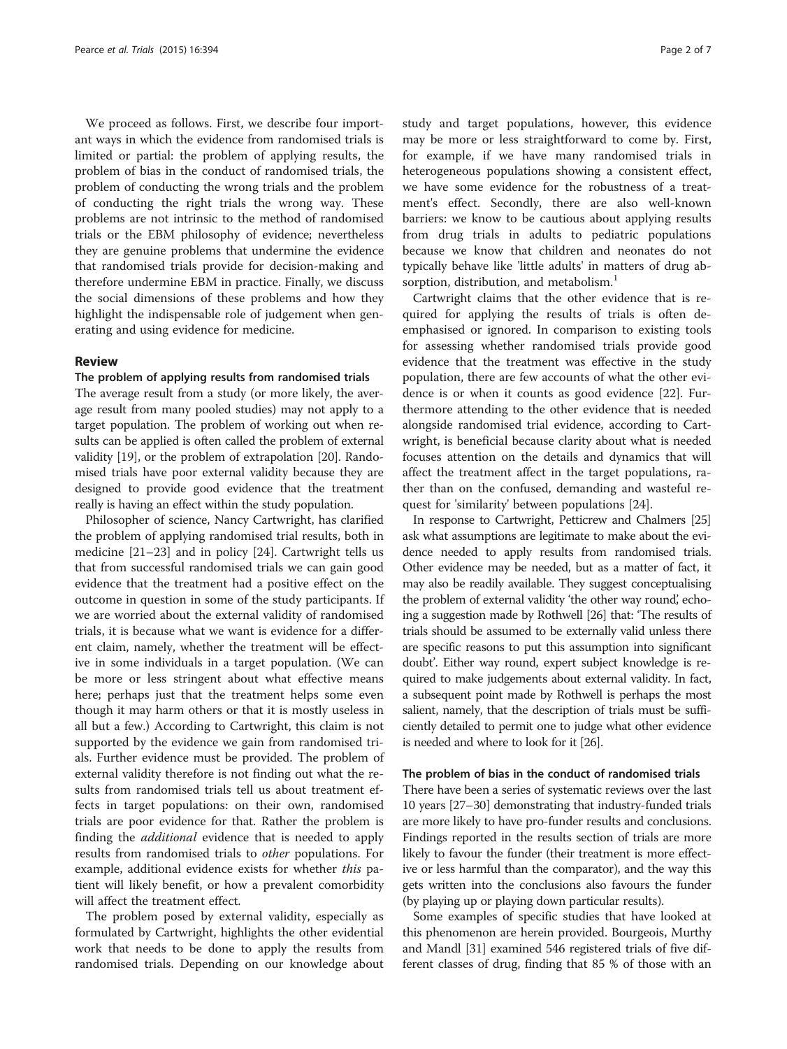We proceed as follows. First, we describe four important ways in which the evidence from randomised trials is limited or partial: the problem of applying results, the problem of bias in the conduct of randomised trials, the problem of conducting the wrong trials and the problem of conducting the right trials the wrong way. These problems are not intrinsic to the method of randomised trials or the EBM philosophy of evidence; nevertheless they are genuine problems that undermine the evidence that randomised trials provide for decision-making and therefore undermine EBM in practice. Finally, we discuss the social dimensions of these problems and how they highlight the indispensable role of judgement when generating and using evidence for medicine.

## Review

### The problem of applying results from randomised trials

The average result from a study (or more likely, the average result from many pooled studies) may not apply to a target population. The problem of working out when results can be applied is often called the problem of external validity [19], or the problem of extrapolation [20]. Randomised trials have poor external validity because they are designed to provide good evidence that the treatment really is having an effect within the study population.

Philosopher of science, Nancy Cartwright, has clarified the problem of applying randomised trial results, both in medicine [21–23] and in policy [24]. Cartwright tells us that from successful randomised trials we can gain good evidence that the treatment had a positive effect on the outcome in question in some of the study participants. If we are worried about the external validity of randomised trials, it is because what we want is evidence for a different claim, namely, whether the treatment will be effective in some individuals in a target population. (We can be more or less stringent about what effective means here; perhaps just that the treatment helps some even though it may harm others or that it is mostly useless in all but a few.) According to Cartwright, this claim is not supported by the evidence we gain from randomised trials. Further evidence must be provided. The problem of external validity therefore is not finding out what the results from randomised trials tell us about treatment effects in target populations: on their own, randomised trials are poor evidence for that. Rather the problem is finding the *additional* evidence that is needed to apply results from randomised trials to *other* populations. For example, additional evidence exists for whether *this* patient will likely benefit, or how a prevalent comorbidity will affect the treatment effect.

The problem posed by external validity, especially as formulated by Cartwright, highlights the other evidential work that needs to be done to apply the results from randomised trials. Depending on our knowledge about study and target populations, however, this evidence may be more or less straightforward to come by. First, for example, if we have many randomised trials in heterogeneous populations showing a consistent effect, we have some evidence for the robustness of a treatment's effect. Secondly, there are also well-known barriers: we know to be cautious about applying results from drug trials in adults to pediatric populations because we know that children and neonates do not typically behave like 'little adults' in matters of drug absorption, distribution, and metabolism.[1]

Cartwright claims that the other evidence that is required for applying the results of trials is often de-emphasised or ignored. In comparison to existing tools for assessing whether randomised trials provide good evidence that the treatment was effective in the study population, there are few accounts of what the other evidence is or when it counts as good evidence [22]. Furthermore attending to the other evidence that is needed alongside randomised trial evidence, according to Cartwright, is beneficial because clarity about what is needed focuses attention on the details and dynamics that will affect the treatment affect in the target populations, rather than on the confused, demanding and wasteful request for 'similarity' between populations [24].

In response to Cartwright, Petticrew and Chalmers [25] ask what assumptions are legitimate to make about the evidence needed to apply results from randomised trials. Other evidence may be needed, but as a matter of fact, it may also be readily available. They suggest conceptualising the problem of external validity 'the other way round,' echoing a suggestion made by Rothwell [26] that: 'The results of trials should be assumed to be externally valid unless there are specific reasons to put this assumption into significant doubt'. Either way round, expert subject knowledge is required to make judgements about external validity. In fact, a subsequent point made by Rothwell is perhaps the most salient, namely, that the description of trials must be sufficiently detailed to permit one to judge what other evidence is needed and where to look for it [26].

### The problem of bias in the conduct of randomised trials

There have been a series of systematic reviews over the last 10 years [27–30] demonstrating that industry-funded trials are more likely to have pro-funder results and conclusions. Findings reported in the results section of trials are more likely to favour the funder (their treatment is more effective or less harmful than the comparator), and the way this gets written into the conclusions also favours the funder (by playing up or playing down particular results).

Some examples of specific studies that have looked at this phenomenon are herein provided. Bourgeois, Murthy and Mandl [31] examined 546 registered trials of five different classes of drug, finding that 85 % of those with an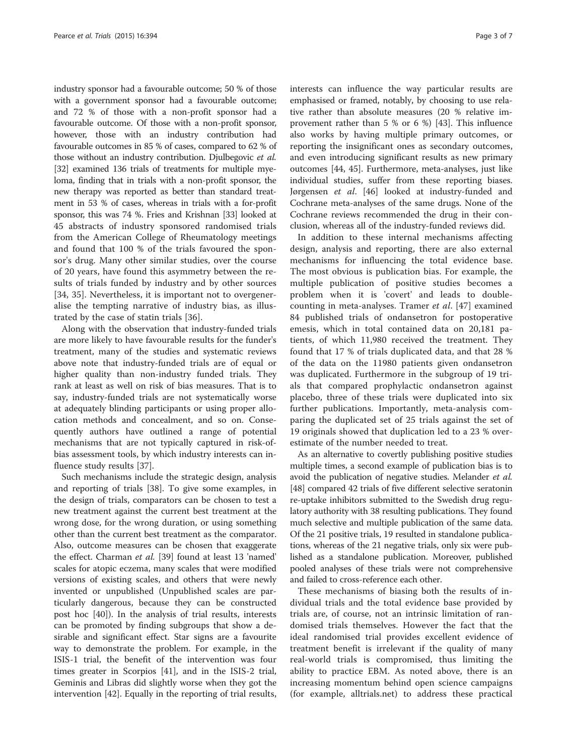industry sponsor had a favourable outcome; 50 % of those with a government sponsor had a favourable outcome; and 72 % of those with a non-profit sponsor had a favourable outcome. Of those with a non-profit sponsor, however, those with an industry contribution had favourable outcomes in 85 % of cases, compared to 62 % of those without an industry contribution. Djulbegovic *et al.* [32] examined 136 trials of treatments for multiple myeloma, finding that in trials with a non-profit sponsor, the new therapy was reported as better than standard treatment in 53 % of cases, whereas in trials with a for-profit sponsor, this was 74 %. Fries and Krishnan [33] looked at 45 abstracts of industry sponsored randomised trials from the American College of Rheumatology meetings and found that 100 % of the trials favoured the sponsor's drug. Many other similar studies, over the course of 20 years, have found this asymmetry between the results of trials funded by industry and by other sources [34, 35]. Nevertheless, it is important not to overgeneralise the tempting narrative of industry bias, as illustrated by the case of statin trials [36].

Along with the observation that industry-funded trials are more likely to have favourable results for the funder's treatment, many of the studies and systematic reviews above note that industry-funded trials are of equal or higher quality than non-industry funded trials. They rank at least as well on risk of bias measures. That is to say, industry-funded trials are not systematically worse at adequately blinding participants or using proper allocation methods and concealment, and so on. Consequently authors have outlined a range of potential mechanisms that are not typically captured in risk-of-bias assessment tools, by which industry interests can influence study results [37].

Such mechanisms include the strategic design, analysis and reporting of trials [38]. To give some examples, in the design of trials, comparators can be chosen to test a new treatment against the current best treatment at the wrong dose, for the wrong duration, or using something other than the current best treatment as the comparator. Also, outcome measures can be chosen that exaggerate the effect. Charman *et al.* [39] found at least 13 'named' scales for atopic eczema, many scales that were modified versions of existing scales, and others that were newly invented or unpublished (Unpublished scales are particularly dangerous, because they can be constructed post hoc [40]). In the analysis of trial results, interests can be promoted by finding subgroups that show a desirable and significant effect. Star signs are a favourite way to demonstrate the problem. For example, in the ISIS-1 trial, the benefit of the intervention was four times greater in Scorpios [41], and in the ISIS-2 trial, Geminis and Libras did slightly worse when they got the intervention [42]. Equally in the reporting of trial results, interests can influence the way particular results are emphasised or framed, notably, by choosing to use relative rather than absolute measures (20 % relative improvement rather than 5 % or 6 %) [43]. This influence also works by having multiple primary outcomes, or reporting the insignificant ones as secondary outcomes, and even introducing significant results as new primary outcomes [44, 45]. Furthermore, meta-analyses, just like individual studies, suffer from these reporting biases. Jørgensen *et al.* [46] looked at industry-funded and Cochrane meta-analyses of the same drugs. None of the Cochrane reviews recommended the drug in their conclusion, whereas all of the industry-funded reviews did.

In addition to these internal mechanisms affecting design, analysis and reporting, there are also external mechanisms for influencing the total evidence base. The most obvious is publication bias. For example, the multiple publication of positive studies becomes a problem when it is 'covert' and leads to double-counting in meta-analyses. Tramer *et al.* [47] examined 84 published trials of ondansetron for postoperative emesis, which in total contained data on 20,181 patients, of which 11,980 received the treatment. They found that 17 % of trials duplicated data, and that 28 % of the data on the 11980 patients given ondansetron was duplicated. Furthermore in the subgroup of 19 trials that compared prophylactic ondansetron against placebo, three of these trials were duplicated into six further publications. Importantly, meta-analysis comparing the duplicated set of 25 trials against the set of 19 originals showed that duplication led to a 23 % overestimate of the number needed to treat.

As an alternative to covertly publishing positive studies multiple times, a second example of publication bias is to avoid the publication of negative studies. Melander *et al.* [48] compared 42 trials of five different selective seratonin re-uptake inhibitors submitted to the Swedish drug regulatory authority with 38 resulting publications. They found much selective and multiple publication of the same data. Of the 21 positive trials, 19 resulted in standalone publications, whereas of the 21 negative trials, only six were published as a standalone publication. Moreover, published pooled analyses of these trials were not comprehensive and failed to cross-reference each other.

These mechanisms of biasing both the results of individual trials and the total evidence base provided by trials are, of course, not an intrinsic limitation of randomised trials themselves. However the fact that the ideal randomised trial provides excellent evidence of treatment benefit is irrelevant if the quality of many real-world trials is compromised, thus limiting the ability to practice EBM. As noted above, there is an increasing momentum behind open science campaigns (for example, alltrials.net) to address these practical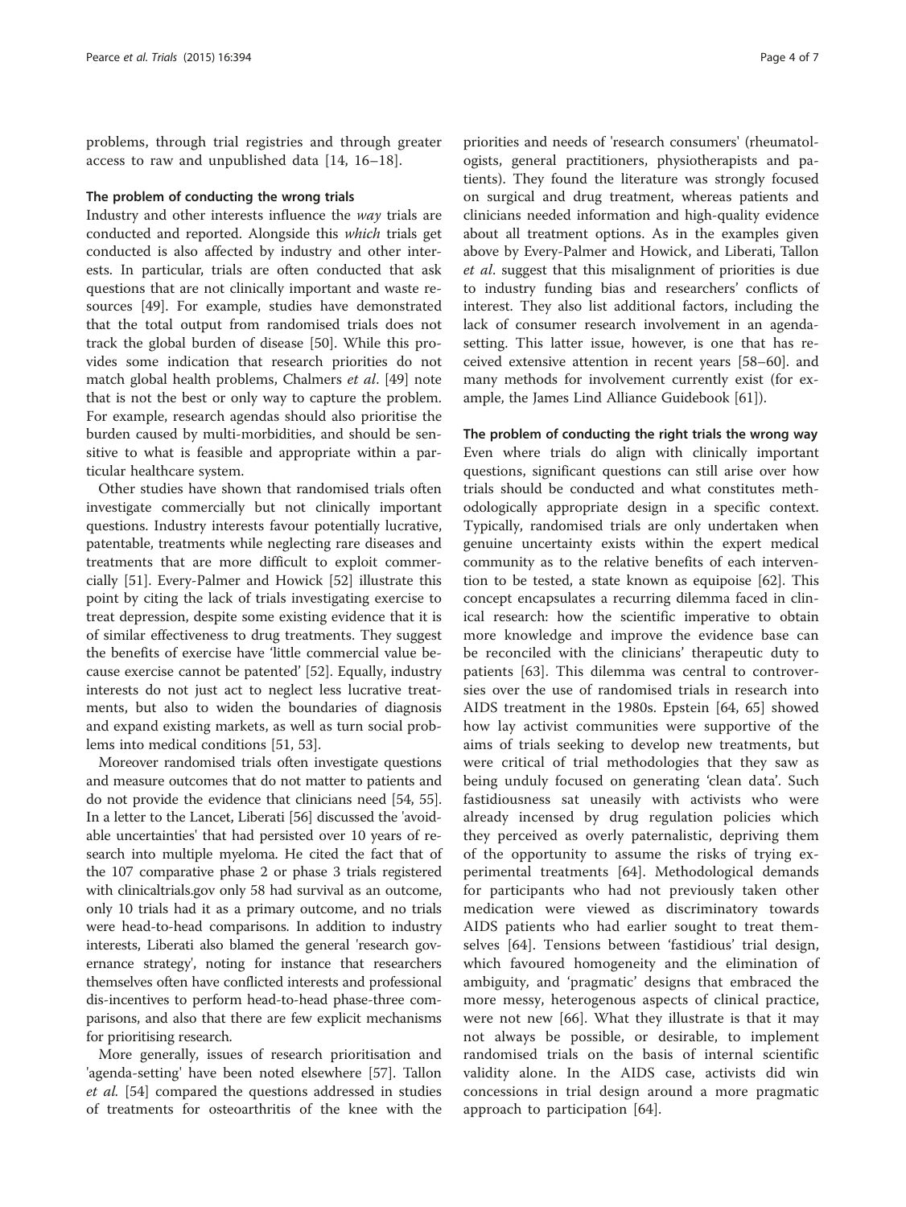problems, through trial registries and through greater access to raw and unpublished data [14, 16–18].

### The problem of conducting the wrong trials

Industry and other interests influence the *way* trials are conducted and reported. Alongside this *which* trials get conducted is also affected by industry and other interests. In particular, trials are often conducted that ask questions that are not clinically important and waste resources [49]. For example, studies have demonstrated that the total output from randomised trials does not track the global burden of disease [50]. While this provides some indication that research priorities do not match global health problems, Chalmers *et al*. [49] note that is not the best or only way to capture the problem. For example, research agendas should also prioritise the burden caused by multi-morbidities, and should be sensitive to what is feasible and appropriate within a particular healthcare system.

Other studies have shown that randomised trials often investigate commercially but not clinically important questions. Industry interests favour potentially lucrative, patentable, treatments while neglecting rare diseases and treatments that are more difficult to exploit commercially [51]. Every-Palmer and Howick [52] illustrate this point by citing the lack of trials investigating exercise to treat depression, despite some existing evidence that it is of similar effectiveness to drug treatments. They suggest the benefits of exercise have 'little commercial value because exercise cannot be patented' [52]. Equally, industry interests do not just act to neglect less lucrative treatments, but also to widen the boundaries of diagnosis and expand existing markets, as well as turn social problems into medical conditions [51, 53].

Moreover randomised trials often investigate questions and measure outcomes that do not matter to patients and do not provide the evidence that clinicians need [54, 55]. In a letter to the Lancet, Liberati [56] discussed the 'avoidable uncertainties' that had persisted over 10 years of research into multiple myeloma. He cited the fact that of the 107 comparative phase 2 or phase 3 trials registered with clinicaltrials.gov only 58 had survival as an outcome, only 10 trials had it as a primary outcome, and no trials were head-to-head comparisons. In addition to industry interests, Liberati also blamed the general 'research governance strategy', noting for instance that researchers themselves often have conflicted interests and professional dis-incentives to perform head-to-head phase-three comparisons, and also that there are few explicit mechanisms for prioritising research.

More generally, issues of research prioritisation and 'agenda-setting' have been noted elsewhere [57]. Tallon *et al*. [54] compared the questions addressed in studies of treatments for osteoarthritis of the knee with the priorities and needs of 'research consumers' (rheumatologists, general practitioners, physiotherapists and patients). They found the literature was strongly focused on surgical and drug treatment, whereas patients and clinicians needed information and high-quality evidence about all treatment options. As in the examples given above by Every-Palmer and Howick, and Liberati, Tallon *et al*. suggest that this misalignment of priorities is due to industry funding bias and researchers' conflicts of interest. They also list additional factors, including the lack of consumer research involvement in an agenda-setting. This latter issue, however, is one that has received extensive attention in recent years [58–60]. and many methods for involvement currently exist (for example, the James Lind Alliance Guidebook [61]).

### The problem of conducting the right trials the wrong way

Even where trials do align with clinically important questions, significant questions can still arise over how trials should be conducted and what constitutes methodologically appropriate design in a specific context. Typically, randomised trials are only undertaken when genuine uncertainty exists within the expert medical community as to the relative benefits of each intervention to be tested, a state known as equipoise [62]. This concept encapsulates a recurring dilemma faced in clinical research: how the scientific imperative to obtain more knowledge and improve the evidence base can be reconciled with the clinicians' therapeutic duty to patients [63]. This dilemma was central to controversies over the use of randomised trials in research into AIDS treatment in the 1980s. Epstein [64, 65] showed how lay activist communities were supportive of the aims of trials seeking to develop new treatments, but were critical of trial methodologies that they saw as being unduly focused on generating 'clean data'. Such fastidiousness sat uneasily with activists who were already incensed by drug regulation policies which they perceived as overly paternalistic, depriving them of the opportunity to assume the risks of trying experimental treatments [64]. Methodological demands for participants who had not previously taken other medication were viewed as discriminatory towards AIDS patients who had earlier sought to treat themselves [64]. Tensions between 'fastidious' trial design, which favoured homogeneity and the elimination of ambiguity, and 'pragmatic' designs that embraced the more messy, heterogenous aspects of clinical practice, were not new [66]. What they illustrate is that it may not always be possible, or desirable, to implement randomised trials on the basis of internal scientific validity alone. In the AIDS case, activists did win concessions in trial design around a more pragmatic approach to participation [64].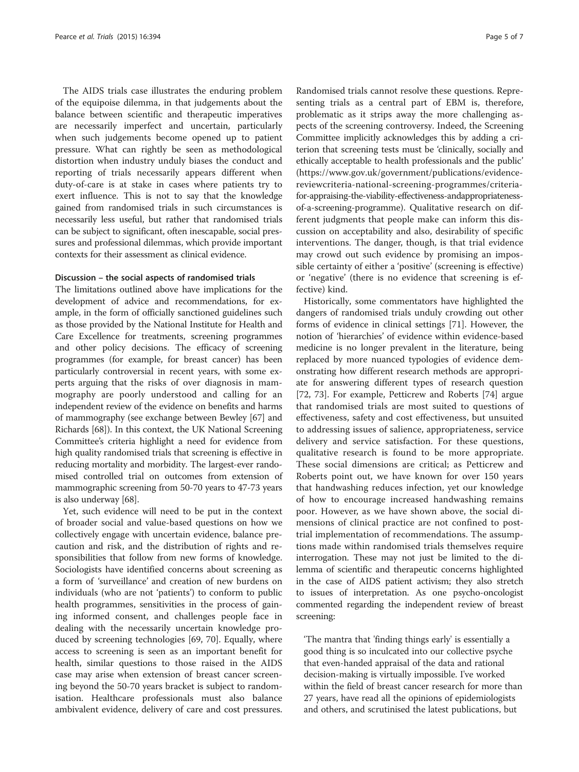The AIDS trials case illustrates the enduring problem of the equipoise dilemma, in that judgements about the balance between scientific and therapeutic imperatives are necessarily imperfect and uncertain, particularly when such judgements become opened up to patient pressure. What can rightly be seen as methodological distortion when industry unduly biases the conduct and reporting of trials necessarily appears different when duty-of-care is at stake in cases where patients try to exert influence. This is not to say that the knowledge gained from randomised trials in such circumstances is necessarily less useful, but rather that randomised trials can be subject to significant, often inescapable, social pressures and professional dilemmas, which provide important contexts for their assessment as clinical evidence.

### Discussion – the social aspects of randomised trials

The limitations outlined above have implications for the development of advice and recommendations, for example, in the form of officially sanctioned guidelines such as those provided by the National Institute for Health and Care Excellence for treatments, screening programmes and other policy decisions. The efficacy of screening programmes (for example, for breast cancer) has been particularly controversial in recent years, with some experts arguing that the risks of over diagnosis in mammography are poorly understood and calling for an independent review of the evidence on benefits and harms of mammography (see exchange between Bewley [67] and Richards [68]). In this context, the UK National Screening Committee's criteria highlight a need for evidence from high quality randomised trials that screening is effective in reducing mortality and morbidity. The largest-ever randomised controlled trial on outcomes from extension of mammographic screening from 50-70 years to 47-73 years is also underway [68].

Yet, such evidence will need to be put in the context of broader social and value-based questions on how we collectively engage with uncertain evidence, balance precaution and risk, and the distribution of rights and responsibilities that follow from new forms of knowledge. Sociologists have identified concerns about screening as a form of 'surveillance' and creation of new burdens on individuals (who are not 'patients') to conform to public health programmes, sensitivities in the process of gaining informed consent, and challenges people face in dealing with the necessarily uncertain knowledge produced by screening technologies [69, 70]. Equally, where access to screening is seen as an important benefit for health, similar questions to those raised in the AIDS case may arise when extension of breast cancer screening beyond the 50-70 years bracket is subject to randomisation. Healthcare professionals must also balance ambivalent evidence, delivery of care and cost pressures. Randomised trials cannot resolve these questions. Representing trials as a central part of EBM is, therefore, problematic as it strips away the more challenging aspects of the screening controversy. Indeed, the Screening Committee implicitly acknowledges this by adding a criterion that screening tests must be 'clinically, socially and ethically acceptable to health professionals and the public' (https://www.gov.uk/government/publications/evidence-reviewcriteria-national-screening-programmes/criteria-for-appraising-the-viability-effectiveness-andappropriateness-of-a-screening-programme). Qualitative research on different judgments that people make can inform this discussion on acceptability and also, desirability of specific interventions. The danger, though, is that trial evidence may crowd out such evidence by promising an impossible certainty of either a 'positive' (screening is effective) or 'negative' (there is no evidence that screening is effective) kind.

Historically, some commentators have highlighted the dangers of randomised trials unduly crowding out other forms of evidence in clinical settings [71]. However, the notion of 'hierarchies' of evidence within evidence-based medicine is no longer prevalent in the literature, being replaced by more nuanced typologies of evidence demonstrating how different research methods are appropriate for answering different types of research question [72, 73]. For example, Petticrew and Roberts [74] argue that randomised trials are most suited to questions of effectiveness, safety and cost effectiveness, but unsuited to addressing issues of salience, appropriateness, service delivery and service satisfaction. For these questions, qualitative research is found to be more appropriate. These social dimensions are critical; as Petticrew and Roberts point out, we have known for over 150 years that handwashing reduces infection, yet our knowledge of how to encourage increased handwashing remains poor. However, as we have shown above, the social dimensions of clinical practice are not confined to post-trial implementation of recommendations. The assumptions made within randomised trials themselves require interrogation. These may not just be limited to the dilemma of scientific and therapeutic concerns highlighted in the case of AIDS patient activism; they also stretch to issues of interpretation. As one psycho-oncologist commented regarding the independent review of breast screening:

> 'The mantra that 'finding things early' is essentially a good thing is so inculcated into our collective psyche that even-handed appraisal of the data and rational decision-making is virtually impossible. I've worked within the field of breast cancer research for more than 27 years, have read all the opinions of epidemiologists and others, and scrutinised the latest publications, but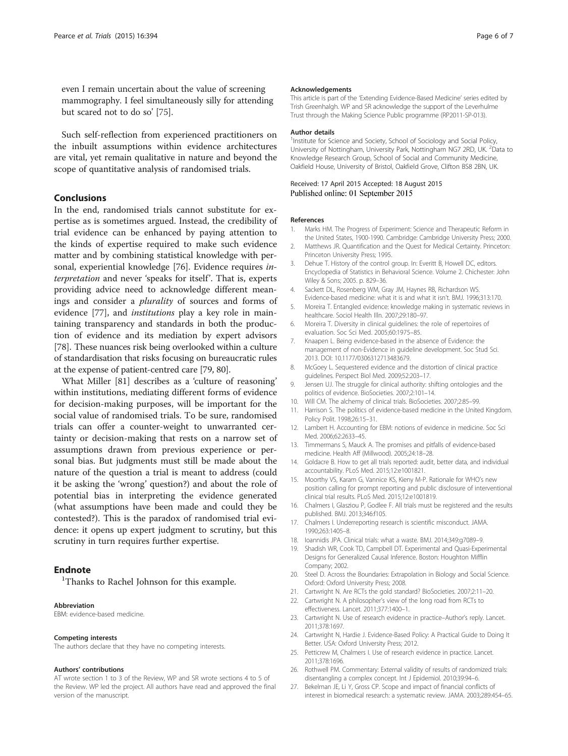even I remain uncertain about the value of screening mammography. I feel simultaneously silly for attending but scared not to do so' [75].

Such self-reflection from experienced practitioners on the inbuilt assumptions within evidence architectures are vital, yet remain qualitative in nature and beyond the scope of quantitative analysis of randomised trials.

## Conclusions

In the end, randomised trials cannot substitute for expertise as is sometimes argued. Instead, the credibility of trial evidence can be enhanced by paying attention to the kinds of expertise required to make such evidence matter and by combining statistical knowledge with personal, experiential knowledge [76]. Evidence requires *interpretation* and never 'speaks for itself'. That is, experts providing advice need to acknowledge different meanings and consider a *plurality* of sources and forms of evidence [77], and *institutions* play a key role in maintaining transparency and standards in both the production of evidence and its mediation by expert advisors [78]. These nuances risk being overlooked within a culture of standardisation that risks focusing on bureaucratic rules at the expense of patient-centred care [79, 80].

What Miller [81] describes as a 'culture of reasoning' within institutions, mediating different forms of evidence for decision-making purposes, will be important for the social value of randomised trials. To be sure, randomised trials can offer a counter-weight to unwarranted certainty or decision-making that rests on a narrow set of assumptions drawn from previous experience or personal bias. But judgments must still be made about the nature of the question a trial is meant to address (could it be asking the 'wrong' question?) and about the role of potential bias in interpreting the evidence generated (what assumptions have been made and could they be contested?). This is the paradox of randomised trial evidence: it opens up expert judgment to scrutiny, but this scrutiny in turn requires further expertise.

## Endnote

[1]Thanks to Rachel Johnson for this example.

#### Abbreviation

EBM: evidence-based medicine.

#### Competing interests

The authors declare that they have no competing interests.

#### Authors' contributions

AT wrote section 1 to 3 of the Review, WP and SR wrote sections 4 to 5 of the Review. WP led the project. All authors have read and approved the final version of the manuscript.

#### Acknowledgements

This article is part of the 'Extending Evidence-Based Medicine' series edited by Trish Greenhalgh. WP and SR acknowledge the support of the Leverhulme Trust through the Making Science Public programme (RP2011-SP-013).

#### Author details

[1]Institute for Science and Society, School of Sociology and Social Policy, University of Nottingham, University Park, Nottingham NG7 2RD, UK. [2]Data to Knowledge Research Group, School of Social and Community Medicine, Oakfield House, University of Bristol, Oakfield Grove, Clifton BS8 2BN, UK.

Received: 17 April 2015 Accepted: 18 August 2015
Published online: 01 September 2015

#### References

1. Marks HM. The Progress of Experiment: Science and Therapeutic Reform in the United States, 1900-1990. Cambridge: Cambridge University Press; 2000.
2. Matthews JR. Quantification and the Quest for Medical Certainty. Princeton: Princeton University Press; 1995.
3. Dehue T. History of the control group. In: Everitt B, Howell DC, editors. Encyclopedia of Statistics in Behavioral Science. Volume 2. Chichester: John Wiley & Sons; 2005. p. 829–36.
4. Sackett DL, Rosenberg WM, Gray JM, Haynes RB, Richardson WS. Evidence-based medicine: what it is and what it isn't. BMJ. 1996;313:170.
5. Moreira T. Entangled evidence: knowledge making in systematic reviews in healthcare. Sociol Health Illn. 2007;29:180–97.
6. Moreira T. Diversity in clinical guidelines: the role of repertoires of evaluation. Soc Sci Med. 2005;60:1975–85.
7. Knaapen L. Being evidence-based in the absence of Evidence: the management of non-Evidence in guideline development. Soc Stud Sci. 2013. DOI: 10.1177/0306312713483679.
8. McGoey L. Sequestered evidence and the distortion of clinical practice guidelines. Perspect Biol Med. 2009;52:203–17.
9. Jensen UJ. The struggle for clinical authority: shifting ontologies and the politics of evidence. BioSocieties. 2007;2:101–14.
10. Will CM. The alchemy of clinical trials. BioSocieties. 2007;2:85–99.
11. Harrison S. The politics of evidence-based medicine in the United Kingdom. Policy Polit. 1998;26:15–31.
12. Lambert H. Accounting for EBM: notions of evidence in medicine. Soc Sci Med. 2006;62:2633–45.
13. Timmermans S, Mauck A. The promises and pitfalls of evidence-based medicine. Health Aff (Millwood). 2005;24:18–28.
14. Goldacre B. How to get all trials reported: audit, better data, and individual accountability. PLoS Med. 2015;12:e1001821.
15. Moorthy VS, Karam G, Vannice KS, Kieny M-P. Rationale for WHO's new position calling for prompt reporting and public disclosure of interventional clinical trial results. PLoS Med. 2015;12:e1001819.
16. Chalmers I, Glasziou P, Godlee F. All trials must be registered and the results published. BMJ. 2013;346:f105.
17. Chalmers I. Underreporting research is scientific misconduct. JAMA. 1990;263:1405–8.
18. Ioannidis JPA. Clinical trials: what a waste. BMJ. 2014;349:g7089–9.
19. Shadish WR, Cook TD, Campbell DT. Experimental and Quasi-Experimental Designs for Generalized Causal Inference. Boston: Houghton Mifflin Company; 2002.
20. Steel D. Across the Boundaries: Extrapolation in Biology and Social Science. Oxford: Oxford University Press; 2008.
21. Cartwright N. Are RCTs the gold standard? BioSocieties. 2007;2:11–20.
22. Cartwright N. A philosopher's view of the long road from RCTs to effectiveness. Lancet. 2011;377:1400–1.
23. Cartwright N. Use of research evidence in practice–Author's reply. Lancet. 2011;378:1697.
24. Cartwright N, Hardie J. Evidence-Based Policy: A Practical Guide to Doing It Better. USA: Oxford University Press; 2012.
25. Petticrew M, Chalmers I. Use of research evidence in practice. Lancet. 2011;378:1696.
26. Rothwell PM. Commentary: External validity of results of randomized trials: disentangling a complex concept. Int J Epidemiol. 2010;39:94–6.
27. Bekelman JE, Li Y, Gross CP. Scope and impact of financial conflicts of interest in biomedical research: a systematic review. JAMA. 2003;289:454–65.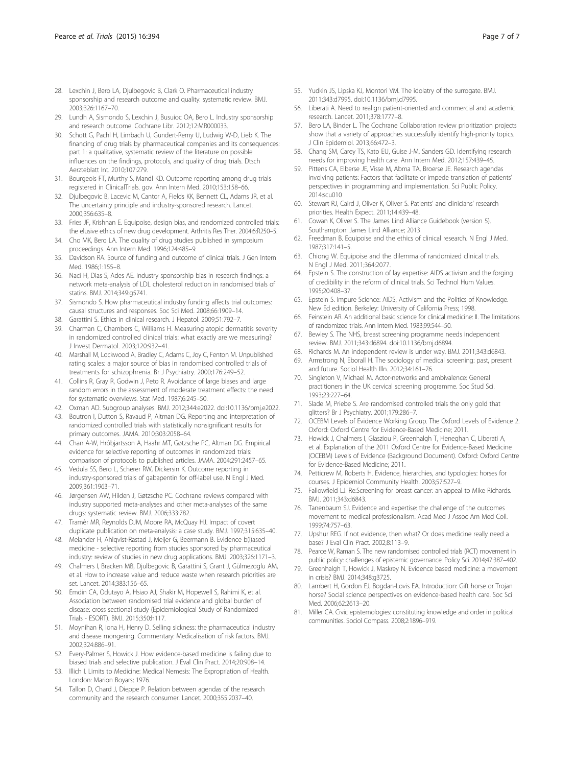28. Lexchin J, Bero LA, Djulbegovic B, Clark O. Pharmaceutical industry sponsorship and research outcome and quality: systematic review. BMJ. 2003;326:1167–70.
29. Lundh A, Sismondo S, Lexchin J, Busuioc OA, Bero L. Industry sponsorship and research outcome. Cochrane Libr. 2012;12:MR000033.
30. Schott G, Pachl H, Limbach U, Gundert-Remy U, Ludwig W-D, Lieb K. The financing of drug trials by pharmaceutical companies and its consequences: part 1: a qualitative, systematic review of the literature on possible influences on the findings, protocols, and quality of drug trials. Dtsch Aerzteblatt Int. 2010;107:279.
31. Bourgeois FT, Murthy S, Mandl KD. Outcome reporting among drug trials registered in ClinicalTrials. gov. Ann Intern Med. 2010;153:158–66.
32. Djulbegovic B, Lacevic M, Cantor A, Fields KK, Bennett CL, Adams JR, et al. The uncertainty principle and industry-sponsored research. Lancet. 2000;356:635–8.
33. Fries JF, Krishnan E. Equipoise, design bias, and randomized controlled trials: the elusive ethics of new drug development. Arthritis Res Ther. 2004;6:R250–5.
34. Cho MK, Bero LA. The quality of drug studies published in symposium proceedings. Ann Intern Med. 1996;124:485–9.
35. Davidson RA. Source of funding and outcome of clinical trials. J Gen Intern Med. 1986;1:155–8.
36. Naci H, Dias S, Ades AE. Industry sponsorship bias in research findings: a network meta-analysis of LDL cholesterol reduction in randomised trials of statins. BMJ. 2014;349:g5741.
37. Sismondo S. How pharmaceutical industry funding affects trial outcomes: causal structures and responses. Soc Sci Med. 2008;66:1909–14.
38. Garattini S. Ethics in clinical research. J Hepatol. 2009;51:792–7.
39. Charman C, Chambers C, Williams H. Measuring atopic dermatitis severity in randomized controlled clinical trials: what exactly are we measuring? J Invest Dermatol. 2003;120:932–41.
40. Marshall M, Lockwood A, Bradley C, Adams C, Joy C, Fenton M. Unpublished rating scales: a major source of bias in randomised controlled trials of treatments for schizophrenia. Br J Psychiatry. 2000;176:249–52.
41. Collins R, Gray R, Godwin J, Peto R. Avoidance of large biases and large random errors in the assessment of moderate treatment effects: the need for systematic overviews. Stat Med. 1987;6:245–50.
42. Oxman AD. Subgroup analyses. BMJ. 2012;344:e2022. doi:10.1136/bmj.e2022.
43. Boutron I, Dutton S, Ravaud P, Altman DG. Reporting and interpretation of randomized controlled trials with statistically nonsignificant results for primary outcomes. JAMA. 2010;303:2058–64.
44. Chan A-W, Hróbjartsson A, Haahr MT, Gøtzsche PC, Altman DG. Empirical evidence for selective reporting of outcomes in randomized trials: comparison of protocols to published articles. JAMA. 2004;291:2457–65.
45. Vedula SS, Bero L, Scherer RW, Dickersin K. Outcome reporting in industry-sponsored trials of gabapentin for off-label use. N Engl J Med. 2009;361:1963–71.
46. Jørgensen AW, Hilden J, Gøtzsche PC. Cochrane reviews compared with industry supported meta-analyses and other meta-analyses of the same drugs: systematic review. BMJ. 2006;333:782.
47. Tramèr MR, Reynolds DJM, Moore RA, McQuay HJ. Impact of covert duplicate publication on meta-analysis: a case study. BMJ. 1997;315:635–40.
48. Melander H, Ahlqvist-Rastad J, Meijer G, Beermann B. Evidence b(i)ased medicine - selective reporting from studies sponsored by pharmaceutical industry: review of studies in new drug applications. BMJ. 2003;326:1171–3.
49. Chalmers I, Bracken MB, Djulbegovic B, Garattini S, Grant J, Gülmezoglu AM, et al. How to increase value and reduce waste when research priorities are set. Lancet. 2014;383:156–65.
50. Emdin CA, Odutayo A, Hsiao AJ, Shakir M, Hopewell S, Rahimi K, et al. Association between randomised trial evidence and global burden of disease: cross sectional study (Epidemiological Study of Randomized Trials - ESORT). BMJ. 2015;350:h117.
51. Moynihan R, Iona H, Henry D. Selling sickness: the pharmaceutical industry and disease mongering. Commentary: Medicalisation of risk factors. BMJ. 2002;324:886–91.
52. Every-Palmer S, Howick J. How evidence-based medicine is failing due to biased trials and selective publication. J Eval Clin Pract. 2014;20:908–14.
53. Illich I. Limits to Medicine: Medical Nemesis: The Expropriation of Health. London: Marion Boyars; 1976.
54. Tallon D, Chard J, Dieppe P. Relation between agendas of the research community and the research consumer. Lancet. 2000;355:2037–40.
55. Yudkin JS, Lipska KJ, Montori VM. The idolatry of the surrogate. BMJ. 2011;343:d7995. doi:10.1136/bmj.d7995.
56. Liberati A. Need to realign patient-oriented and commercial and academic research. Lancet. 2011;378:1777–8.
57. Bero LA, Binder L. The Cochrane Collaboration review prioritization projects show that a variety of approaches successfully identify high-priority topics. J Clin Epidemiol. 2013;66:472–3.
58. Chang SM, Carey TS, Kato EU, Guise J-M, Sanders GD. Identifying research needs for improving health care. Ann Intern Med. 2012;157:439–45.
59. Pittens CA, Elberse JE, Visse M, Abma TA, Broerse JE. Research agendas involving patients: Factors that facilitate or impede translation of patients' perspectives in programming and implementation. Sci Public Policy. 2014:scu010
60. Stewart RJ, Caird J, Oliver K, Oliver S. Patients' and clinicians' research priorities. Health Expect. 2011;14:439–48.
61. Cowan K, Oliver S. The James Lind Alliance Guidebook (version 5). Southampton: James Lind Alliance; 2013
62. Freedman B. Equipoise and the ethics of clinical research. N Engl J Med. 1987;317:141–5.
63. Chiong W. Equipoise and the dilemma of randomized clinical trials. N Engl J Med. 2011;364:2077.
64. Epstein S. The construction of lay expertise: AIDS activism and the forging of credibility in the reform of clinical trials. Sci Technol Hum Values. 1995;20:408–37.
65. Epstein S. Impure Science: AIDS, Activism and the Politics of Knowledge. New Ed edition. Berkeley: University of California Press; 1998.
66. Feinstein AR. An additional basic science for clinical medicine: II. The limitations of randomized trials. Ann Intern Med. 1983;99:544–50.
67. Bewley S. The NHS, breast screening programme needs independent review. BMJ. 2011;343:d6894. doi:10.1136/bmj.d6894.
68. Richards M. An independent review is under way. BMJ. 2011;343:d6843.
69. Armstrong N, Eborall H. The sociology of medical screening: past, present and future. Sociol Health Illn. 2012;34:161–76.
70. Singleton V, Michael M. Actor-networks and ambivalence: General practitioners in the UK cervical screening programme. Soc Stud Sci. 1993;23:227–64.
71. Slade M, Priebe S. Are randomised controlled trials the only gold that glitters? Br J Psychiatry. 2001;179:286–7.
72. OCEBM Levels of Evidence Working Group. The Oxford Levels of Evidence 2. Oxford: Oxford Centre for Evidence-Based Medicine; 2011.
73. Howick J, Chalmers I, Glasziou P, Greenhalgh T, Heneghan C, Liberati A, et al. Explanation of the 2011 Oxford Centre for Evidence-Based Medicine (OCEBM) Levels of Evidence (Background Document). Oxford: Oxford Centre for Evidence-Based Medicine; 2011.
74. Petticrew M, Roberts H. Evidence, hierarchies, and typologies: horses for courses. J Epidemiol Community Health. 2003;57:527–9.
75. Fallowfield LJ. Re:Screening for breast cancer: an appeal to Mike Richards. BMJ. 2011;343:d6843.
76. Tanenbaum SJ. Evidence and expertise: the challenge of the outcomes movement to medical professionalism. Acad Med J Assoc Am Med Coll. 1999;74:757–63.
77. Upshur REG. If not evidence, then what? Or does medicine really need a base? J Eval Clin Pract. 2002;8:113–9.
78. Pearce W, Raman S. The new randomised controlled trials (RCT) movement in public policy: challenges of epistemic governance. Policy Sci. 2014;47:387–402.
79. Greenhalgh T, Howick J, Maskrey N. Evidence based medicine: a movement in crisis? BMJ. 2014;348:g3725.
80. Lambert H, Gordon EJ, Bogdan-Lovis EA. Introduction: Gift horse or Trojan horse? Social science perspectives on evidence-based health care. Soc Sci Med. 2006;62:2613–20.
81. Miller CA. Civic epistemologies: constituting knowledge and order in political communities. Sociol Compass. 2008;2:1896–919.